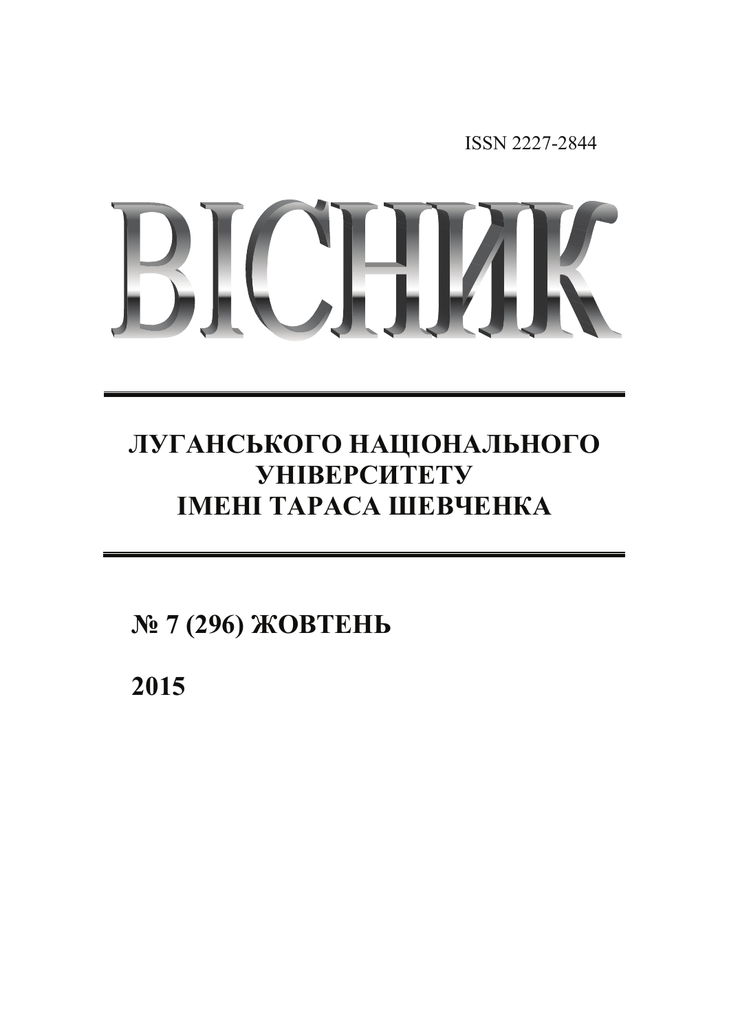ISSN 2227-2844

# ВІСНИК

## ЛУГАНСЬКОГО НАЦІОНАЛЬНОГО УНІВЕРСИТЕТУ ІМЕНІ ТАРАСА ШЕВЧЕНКА

**№ 7 (296) ЖОВТЕНЬ**

**2015**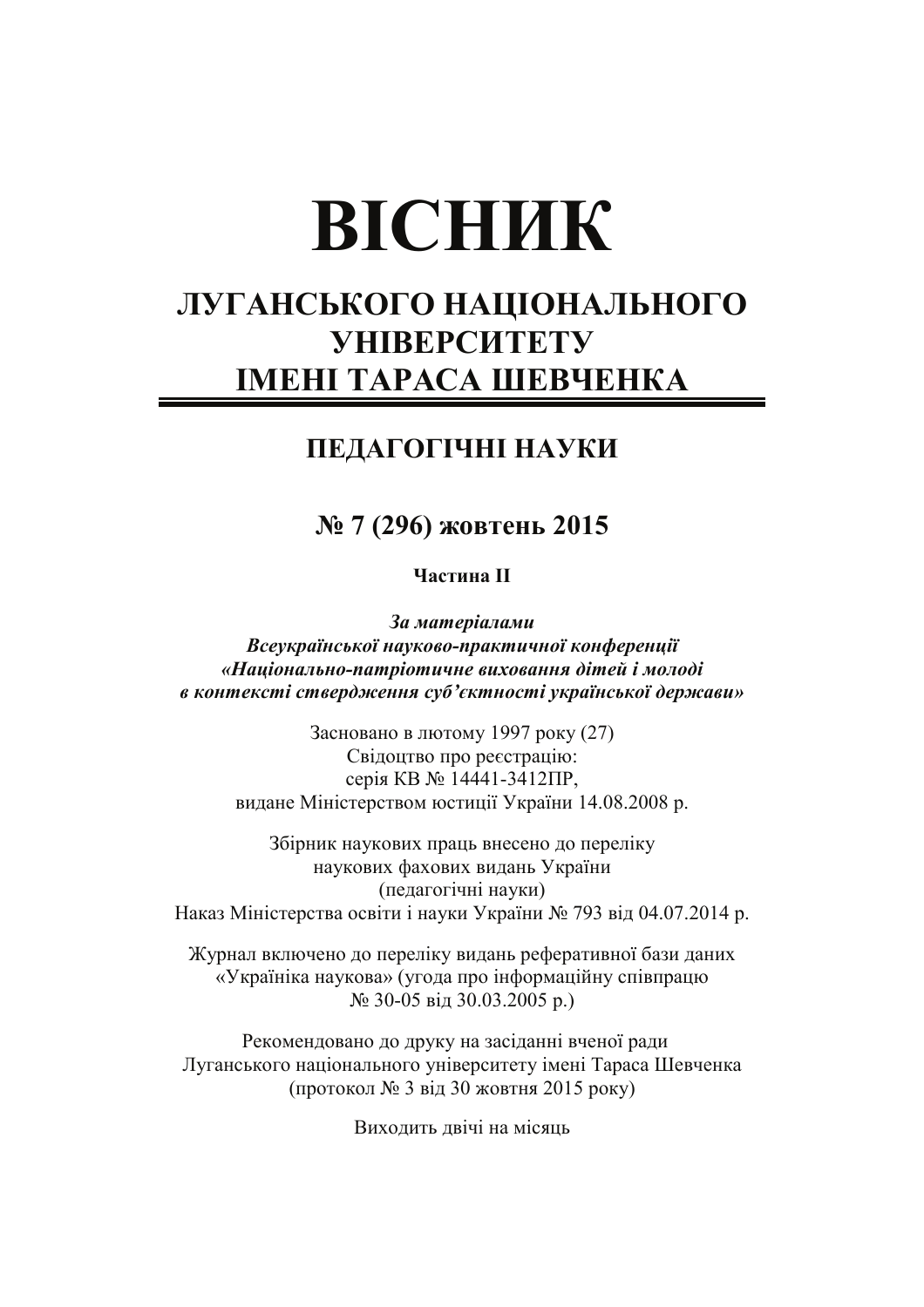# ВІСНИК

## ЛУГАНСЬКОГО НАЦІОНАЛЬНОГО УНІВЕРСИТЕТУ ІМЕНІ ТАРАСА ШЕВЧЕНКА

## ПЕДАГОГІЧНІ НАУКИ

### № 7 (296) жовтень 2015

**Частина II**

***За матеріалами***
***Всеукраїнської науково-практичної конференції***
***«Національно-патріотичне виховання дітей і молоді в контексті ствердження суб'єктності української держави»***

Засновано в лютому 1997 року (27)
Свідоцтво про реєстрацію:
серія КВ № 14441-3412ПР,
видане Міністерством юстиції України 14.08.2008 р.

Збірник наукових праць внесено до переліку
наукових фахових видань України
(педагогічні науки)
Наказ Міністерства освіти і науки України № 793 від 04.07.2014 р.

Журнал включено до переліку видань реферативної бази даних
«Україніка наукова» (угода про інформаційну співпрацю
№ 30-05 від 30.03.2005 р.)

Рекомендовано до друку на засіданні вченої ради
Луганського національного університету імені Тараса Шевченка
(протокол № 3 від 30 жовтня 2015 року)

Виходить двічі на місяць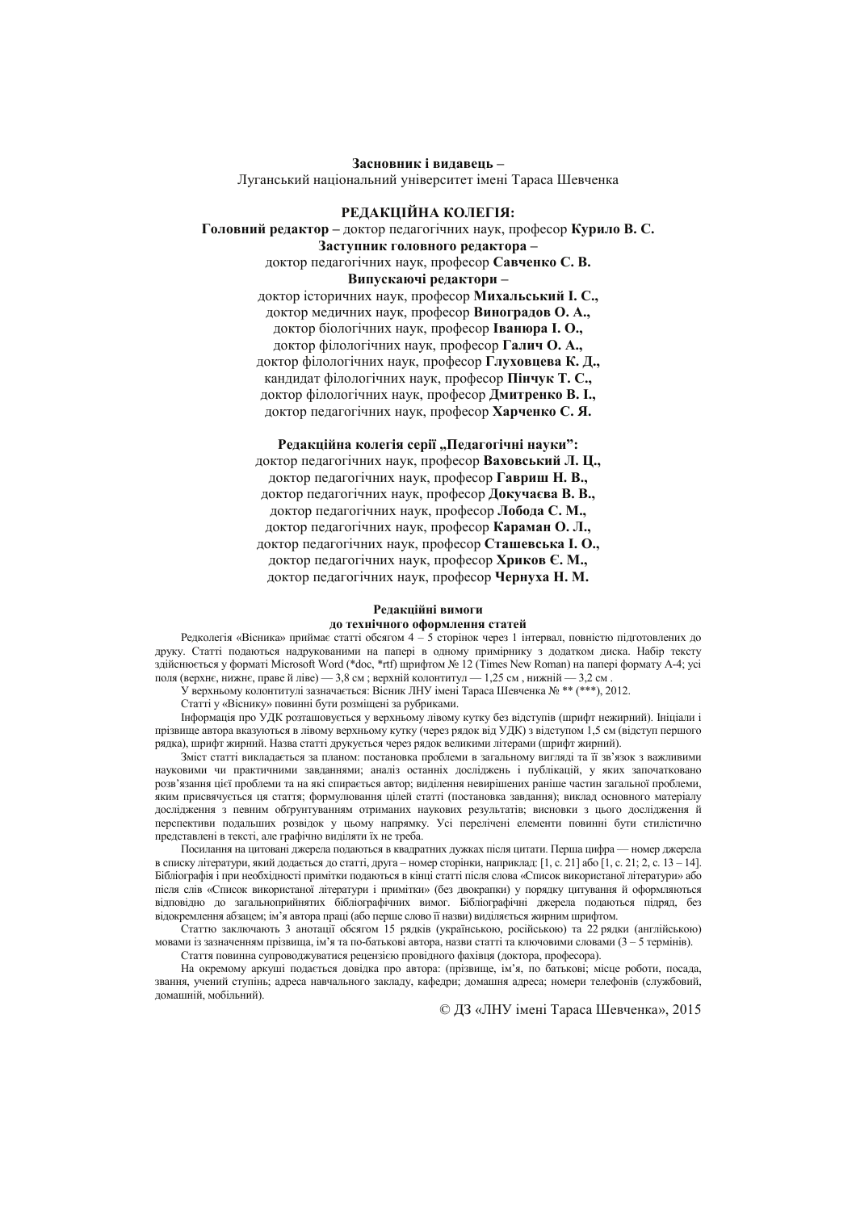**Засновник і видавець –**
Луганський національний університет імені Тараса Шевченка

## РЕДАКЦІЙНА КОЛЕГІЯ:

**Головний редактор –** доктор педагогічних наук, професор **Курило В. С.**

**Заступник головного редактора –**
доктор педагогічних наук, професор **Савченко С. В.**

**Випускаючі редактори –**
доктор історичних наук, професор **Михальський І. С.,**
доктор медичних наук, професор **Виноградов О. А.,**
доктор біологічних наук, професор **Іванюра І. О.,**
доктор філологічних наук, професор **Галич О. А.,**
доктор філологічних наук, професор **Глуховцева К. Д.,**
кандидат філологічних наук, професор **Пінчук Т. С.,**
доктор філологічних наук, професор **Дмитренко В. І.,**
доктор педагогічних наук, професор **Харченко С. Я.**

**Редакційна колегія серії „Педагогічні науки":**
доктор педагогічних наук, професор **Ваховський Л. Ц.,**
доктор педагогічних наук, професор **Гавриш Н. В.,**
доктор педагогічних наук, професор **Докучаєва В. В.,**
доктор педагогічних наук, професор **Лобода С. М.,**
доктор педагогічних наук, професор **Караман О. Л.,**
доктор педагогічних наук, професор **Сташевська І. О.,**
доктор педагогічних наук, професор **Хриков Є. М.,**
доктор педагогічних наук, професор **Чернуха Н. М.**

### Редакційні вимоги до технічного оформлення статей

Редколегія «Вісника» приймає статті обсягом 4 – 5 сторінок через 1 інтервал, повністю підготовлених до друку. Статті подаються надрукованими на папері в одному примірнику з додатком диска. Набір тексту здійснюється у форматі Microsoft Word (*doc, *rtf) шрифтом № 12 (Times New Roman) на папері формату А-4; усі поля (верхнє, нижнє, праве й ліве) — 3,8 см ; верхній колонтитул — 1,25 см , нижній — 3,2 см .

У верхньому колонтитулі зазначається: Вісник ЛНУ імені Тараса Шевченка № ** (***), 2012.

Статті у «Віснику» повинні бути розміщені за рубриками.

Інформація про УДК розташовується у верхньому лівому кутку без відступів (шрифт нежирний). Ініціали і прізвище автора вказуються в лівому верхньому кутку (через рядок від УДК) з відступом 1,5 см (відступ першого рядка), шрифт жирний. Назва статті друкується через рядок великими літерами (шрифт жирний).

Зміст статті викладається за планом: постановка проблеми в загальному вигляді та її зв'язок з важливими науковими чи практичними завданнями; аналіз останніх досліджень і публікацій, у яких започатковано розв'язання цієї проблеми та на які спирається автор; виділення невирішених раніше частин загальної проблеми, яким присвячується ця стаття; формулювання цілей статті (постановка завдання); виклад основного матеріалу дослідження з певним обґрунтуванням отриманих наукових результатів; висновки з цього дослідження й перспективи подальших розвідок у цьому напрямку. Усі перелічені елементи повинні бути стилістично представлені в тексті, але графічно виділяти їх не треба.

Посилання на цитовані джерела подаються в квадратних дужках після цитати. Перша цифра — номер джерела в списку літератури, який додається до статті, друга – номер сторінки, наприклад: [1, с. 21] або [1, с. 21; 2, с. 13 – 14]. Бібліографія і при необхідності примітки подаються в кінці статті після слова «Список використаної літератури» або після слів «Список використаної літератури і примітки» (без двокрапки) у порядку цитування й оформляються відповідно до загальноприйнятих бібліографічних вимог. Бібліографічні джерела подаються підряд, без відокремлення абзацем; ім'я автора праці (або перше слово її назви) виділяється жирним шрифтом.

Статтю заключають 3 анотації обсягом 15 рядків (українською, російською) та 22 рядки (англійською) мовами із зазначенням прізвища, ім'я та по-батькові автора, назви статті та ключовими словами (3 – 5 термінів).

Стаття повинна супроводжуватися рецензією провідного фахівця (доктора, професора).

На окремому аркуші подається довідка про автора: (прізвище, ім'я, по батькові; місце роботи, посада, звання, учений ступінь; адреса навчального закладу, кафедри; домашня адреса; номери телефонів (службовий, домашній, мобільний).

© ДЗ «ЛНУ імені Тараса Шевченка», 2015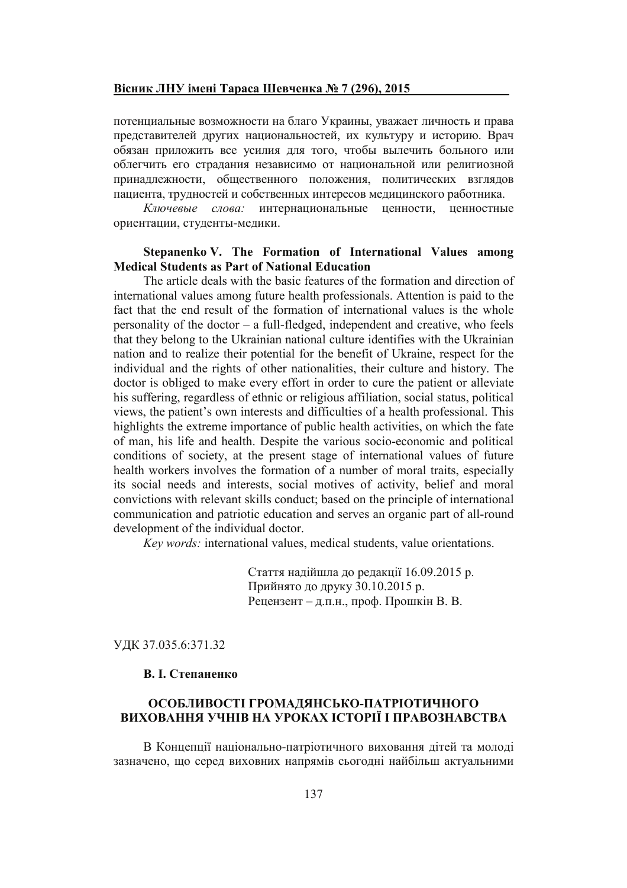потенциальные возможности на благо Украины, уважает личность и права представителей других национальностей, их культуру и историю. Врач обязан приложить все усилия для того, чтобы вылечить больного или облегчить его страдания независимо от национальной или религиозной принадлежности, общественного положения, политических взглядов пациента, трудностей и собственных интересов медицинского работника.

*Ключевые слова:* интернациональные ценности, ценностные ориентации, студенты-медики.

**Stepanenko V. The Formation of International Values among Medical Students as Part of National Education**

The article deals with the basic features of the formation and direction of international values among future health professionals. Attention is paid to the fact that the end result of the formation of international values is the whole personality of the doctor – a full-fledged, independent and creative, who feels that they belong to the Ukrainian national culture identifies with the Ukrainian nation and to realize their potential for the benefit of Ukraine, respect for the individual and the rights of other nationalities, their culture and history. The doctor is obliged to make every effort in order to cure the patient or alleviate his suffering, regardless of ethnic or religious affiliation, social status, political views, the patient's own interests and difficulties of a health professional. This highlights the extreme importance of public health activities, on which the fate of man, his life and health. Despite the various socio-economic and political conditions of society, at the present stage of international values of future health workers involves the formation of a number of moral traits, especially its social needs and interests, social motives of activity, belief and moral convictions with relevant skills conduct; based on the principle of international communication and patriotic education and serves an organic part of all-round development of the individual doctor.

*Key words:* international values, medical students, value orientations.

Стаття надійшла до редакції 16.09.2015 р.
Прийнято до друку 30.10.2015 р.
Рецензент – д.п.н., проф. Прошкін В. В.

УДК 37.035.6:371.32

**В. І. Степаненко**

## ОСОБЛИВОСТІ ГРОМАДЯНСЬКО-ПАТРІОТИЧНОГО ВИХОВАННЯ УЧНІВ НА УРОКАХ ІСТОРІЇ І ПРАВОЗНАВСТВА

В Концепції національно-патріотичного виховання дітей та молоді зазначено, що серед виховних напрямів сьогодні найбільш актуальними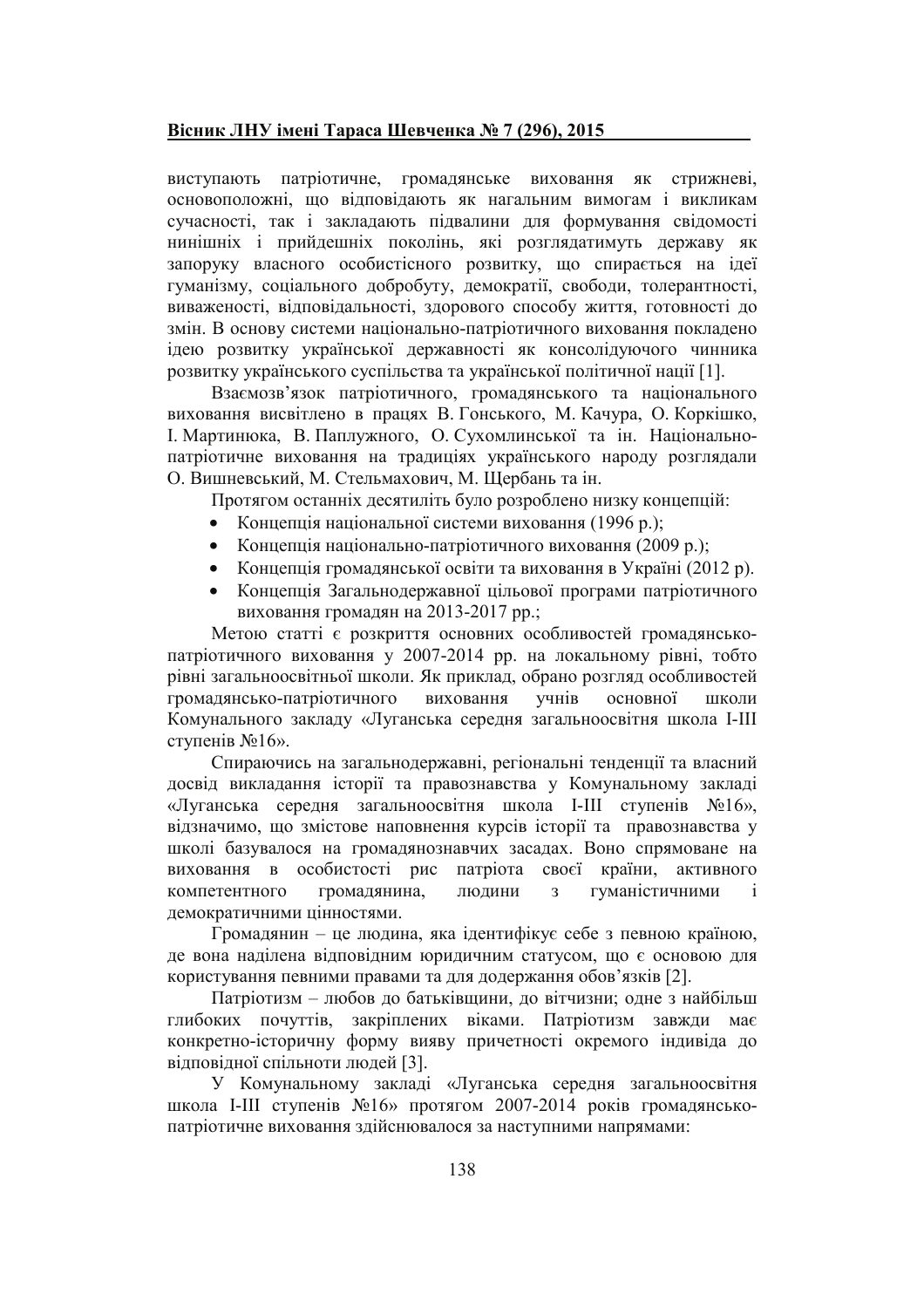виступають патріотичне, громадянське виховання як стрижневі, основоположні, що відповідають як нагальним вимогам і викликам сучасності, так і закладають підвалини для формування свідомості нинішніх і прийдешніх поколінь, які розглядатимуть державу як запоруку власного особистісного розвитку, що спирається на ідеї гуманізму, соціального добробуту, демократії, свободи, толерантності, виваженості, відповідальності, здорового способу життя, готовності до змін. В основу системи національно-патріотичного виховання покладено ідею розвитку української державності як консолідуючого чинника розвитку українського суспільства та української політичної нації [1].

Взаємозв'язок патріотичного, громадянського та національного виховання висвітлено в працях В. Гонського, М. Качура, О. Коркішко, І. Мартинюка, В. Паплужного, О. Сухомлинської та ін. Національно-патріотичне виховання на традиціях українського народу розглядали О. Вишневський, М. Стельмахович, М. Щербань та ін.

Протягом останніх десятиліть було розроблено низку концепцій:

- Концепція національної системи виховання (1996 р.);
- Концепція національно-патріотичного виховання (2009 р.);
- Концепція громадянської освіти та виховання в Україні (2012 р).
- Концепція Загальнодержавної цільової програми патріотичного виховання громадян на 2013-2017 рр.;

Метою статті є розкриття основних особливостей громадянсько-патріотичного виховання у 2007-2014 рр. на локальному рівні, тобто рівні загальноосвітньої школи. Як приклад, обрано розгляд особливостей громадянсько-патріотичного виховання учнів основної школи Комунального закладу «Луганська середня загальноосвітня школа І-ІІІ ступенів №16».

Спираючись на загальнодержавні, регіональні тенденції та власний досвід викладання історії та правознавства у Комунальному закладі «Луганська середня загальноосвітня школа І-ІІІ ступенів №16», відзначимо, що змістове наповнення курсів історії та правознавства у школі базувалося на громадянознавчих засадах. Воно спрямоване на виховання в особистості рис патріота своєї країни, активного компетентного громадянина, людини з гуманістичними і демократичними цінностями.

Громадянин – це людина, яка ідентифікує себе з певною країною, де вона наділена відповідним юридичним статусом, що є основою для користування певними правами та для додержання обов'язків [2].

Патріотизм – любов до батьківщини, до вітчизни; одне з найбільш глибоких почуттів, закріплених віками. Патріотизм завжди має конкретно-історичну форму вияву причетності окремого індивіда до відповідної спільноти людей [3].

У Комунальному закладі «Луганська середня загальноосвітня школа І-ІІІ ступенів №16» протягом 2007-2014 років громадянсько-патріотичне виховання здійснювалося за наступними напрямами: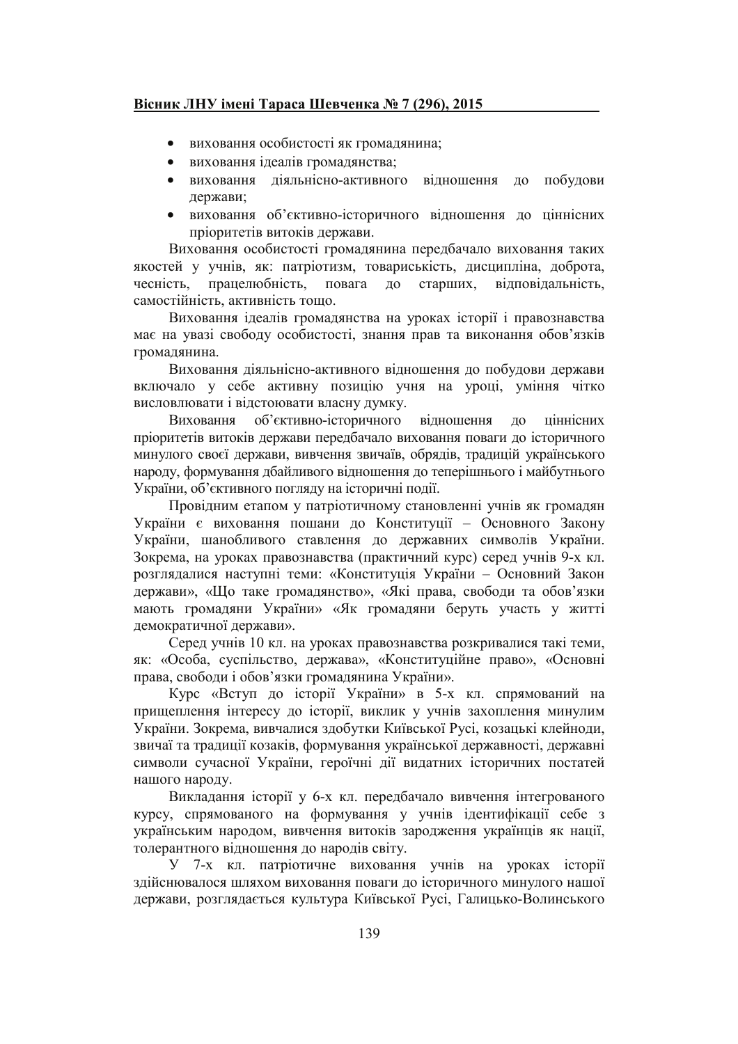- виховання особистості як громадянина;
- виховання ідеалів громадянства;
- виховання діяльнісно-активного відношення до побудови держави;
- виховання об'єктивно-історичного відношення до ціннісних пріоритетів витоків держави.

Виховання особистості громадянина передбачало виховання таких якостей у учнів, як: патріотизм, товариськість, дисципліна, доброта, чесність, працелюбність, повага до старших, відповідальність, самостійність, активність тощо.

Виховання ідеалів громадянства на уроках історії і правознавства має на увазі свободу особистості, знання прав та виконання обов'язків громадянина.

Виховання діяльнісно-активного відношення до побудови держави включало у себе активну позицію учня на уроці, уміння чітко висловлювати і відстоювати власну думку.

Виховання об'єктивно-історичного відношення до ціннісних пріоритетів витоків держави передбачало виховання поваги до історичного минулого своєї держави, вивчення звичаїв, обрядів, традицій українського народу, формування дбайливого відношення до теперішнього і майбутнього України, об'єктивного погляду на історичні події.

Провідним етапом у патріотичному становленні учнів як громадян України є виховання пошани до Конституції – Основного Закону України, шанобливого ставлення до державних символів України. Зокрема, на уроках правознавства (практичний курс) серед учнів 9-х кл. розглядалися наступні теми: «Конституція України – Основний Закон держави», «Що таке громадянство», «Які права, свободи та обов'язки мають громадяни України» «Як громадяни беруть участь у житті демократичної держави».

Серед учнів 10 кл. на уроках правознавства розкривалися такі теми, як: «Особа, суспільство, держава», «Конституційне право», «Основні права, свободи і обов'язки громадянина України».

Курс «Вступ до історії України» в 5-х кл. спрямований на прищеплення інтересу до історії, виклик у учнів захоплення минулим України. Зокрема, вивчалися здобутки Київської Русі, козацькі клейноди, звичаї та традиції козаків, формування української державності, державні символи сучасної України, героїчні дії видатних історичних постатей нашого народу.

Викладання історії у 6-х кл. передбачало вивчення інтегрованого курсу, спрямованого на формування у учнів ідентифікації себе з українським народом, вивчення витоків зародження українців як нації, толерантного відношення до народів світу.

У 7-х кл. патріотичне виховання учнів на уроках історії здійснювалося шляхом виховання поваги до історичного минулого нашої держави, розглядається культура Київської Русі, Галицько-Волинського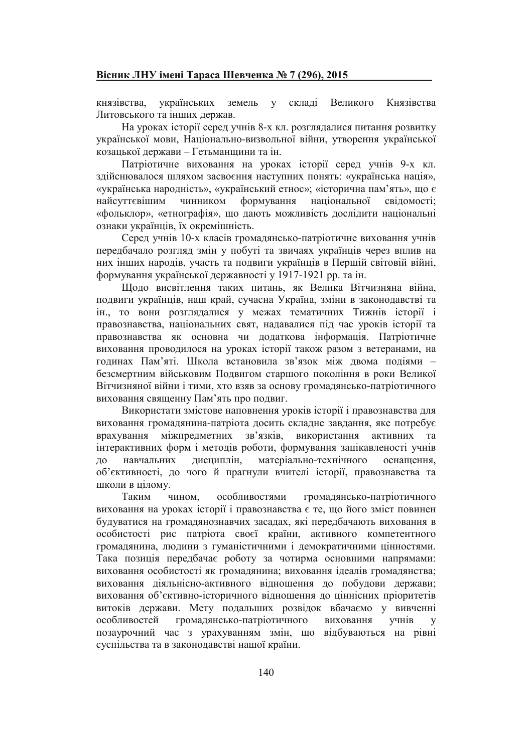князівства, українських земель у складі Великого Князівства Литовського та інших держав.

На уроках історії серед учнів 8-х кл. розглядалися питання розвитку української мови, Національно-визвольної війни, утворення української козацької держави – Гетьманщини та ін.

Патріотичне виховання на уроках історії серед учнів 9-х кл. здійснювалося шляхом засвоєння наступних понять: «українська нація», «українська народність», «український етнос»; «історична пам'ять», що є найсуттєвішим чинником формування національної свідомості; «фольклор», «етнографія», що дають можливість дослідити національні ознаки українців, їх окремішність.

Серед учнів 10-х класів громадянсько-патріотичне виховання учнів передбачало розгляд змін у побуті та звичаях українців через вплив на них інших народів, участь та подвиги українців в Першій світовій війні, формування української державності у 1917-1921 рр. та ін.

Щодо висвітлення таких питань, як Велика Вітчизняна війна, подвиги українців, наш край, сучасна Україна, зміни в законодавстві та ін., то вони розглядалися у межах тематичних Тижнів історії і правознавства, національних свят, надавалися під час уроків історії та правознавства як основна чи додаткова інформація. Патріотичне виховання проводилося на уроках історії також разом з ветеранами, на годинах Пам'яті. Школа встановила зв'язок між двома подіями – безсмертним військовим Подвигом старшого покоління в роки Великої Вітчизняної війни і тими, хто взяв за основу громадянсько-патріотичного виховання священну Пам'ять про подвиг.

Використати змістове наповнення уроків історії і правознавства для виховання громадянина-патріота досить складне завдання, яке потребує врахування міжпредметних зв'язків, використання активних та інтерактивних форм і методів роботи, формування зацікавленості учнів до навчальних дисциплін, матеріально-технічного оснащення, об'єктивності, до чого й прагнули вчителі історії, правознавства та школи в цілому.

Таким чином, особливостями громадянсько-патріотичного виховання на уроках історії і правознавства є те, що його зміст повинен будуватися на громадянознавчих засадах, які передбачають виховання в особистості рис патріота своєї країни, активного компетентного громадянина, людини з гуманістичними і демократичними цінностями. Така позиція передбачає роботу за чотирма основними напрямами: виховання особистості як громадянина; виховання ідеалів громадянства; виховання діяльнісно-активного відношення до побудови держави; виховання об'єктивно-історичного відношення до ціннісних пріоритетів витоків держави. Мету подальших розвідок вбачаємо у вивченні особливостей громадянсько-патріотичного виховання учнів у позаурочний час з урахуванням змін, що відбуваються на рівні суспільства та в законодавстві нашої країни.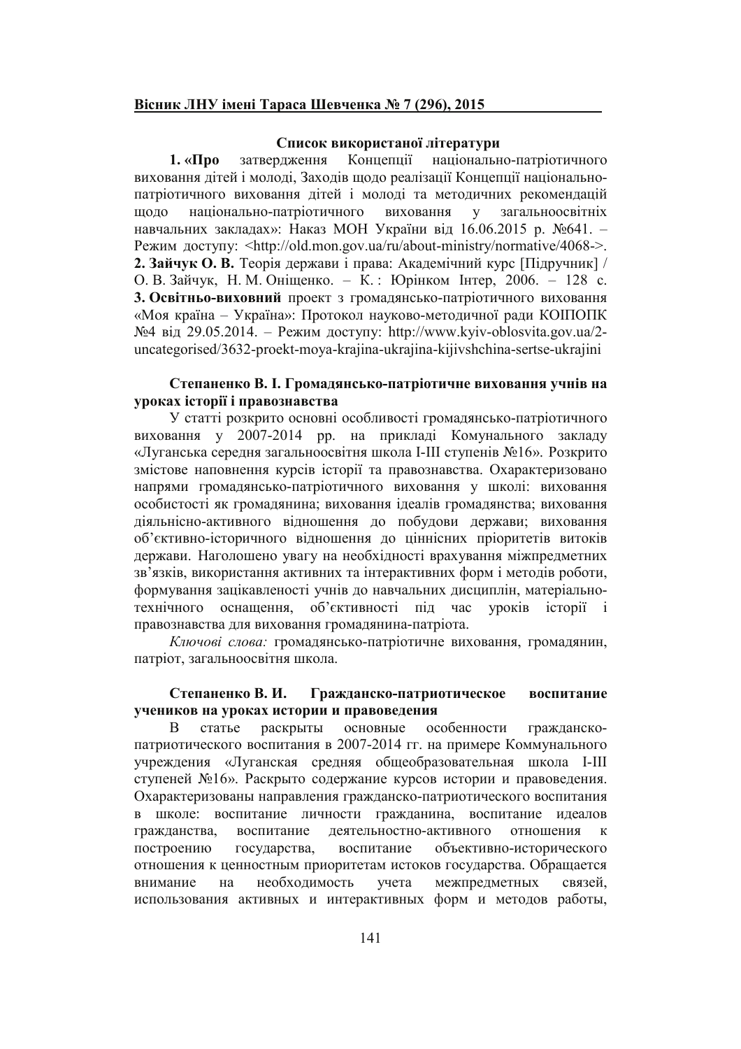### Список використаної літератури

**1. «Про** затвердження Концепції національно-патріотичного виховання дітей і молоді, Заходів щодо реалізації Концепції національно-патріотичного виховання дітей і молоді та методичних рекомендацій щодо національно-патріотичного виховання у загальноосвітніх навчальних закладах»: Наказ МОН України від 16.06.2015 р. №641. – Режим доступу: <http://old.mon.gov.ua/ru/about-ministry/normative/4068->.
**2. Зайчук О. В.** Теорія держави і права: Академічний курс [Підручник] / О. В. Зайчук, Н. М. Оніщенко. – К. : Юрінком Інтер, 2006. – 128 с.
**3. Освітньо-виховний** проект з громадянсько-патріотичного виховання «Моя країна – Україна»: Протокол науково-методичної ради КОІПОПК №4 від 29.05.2014. – Режим доступу: http://www.kyiv-oblosvita.gov.ua/2-uncategorised/3632-proekt-moya-krajina-ukrajina-kijivshchina-sertse-ukrajini

**Степаненко В. І. Громадянсько-патріотичне виховання учнів на уроках історії і правознавства**

У статті розкрито основні особливості громадянсько-патріотичного виховання у 2007-2014 рр. на прикладі Комунального закладу «Луганська середня загальноосвітня школа І-ІІІ ступенів №16». Розкрито змістове наповнення курсів історії та правознавства. Охарактеризовано напрями громадянсько-патріотичного виховання у школі: виховання особистості як громадянина; виховання ідеалів громадянства; виховання діяльнісно-активного відношення до побудови держави; виховання об'єктивно-історичного відношення до ціннісних пріоритетів витоків держави. Наголошено увагу на необхідності врахування міжпредметних зв'язків, використання активних та інтерактивних форм і методів роботи, формування зацікавленості учнів до навчальних дисциплін, матеріально-технічного оснащення, об'єктивності під час уроків історії і правознавства для виховання громадянина-патріота.

*Ключові слова:* громадянсько-патріотичне виховання, громадянин, патріот, загальноосвітня школа.

**Степаненко В. И. Гражданско-патриотическое воспитание учеников на уроках истории и правоведения**

В статье раскрыты основные особенности гражданско-патриотического воспитания в 2007-2014 гг. на примере Коммунального учреждения «Луганская средняя общеобразовательная школа І-ІІІ ступеней №16». Раскрыто содержание курсов истории и правоведения. Охарактеризованы направления гражданско-патриотического воспитания в школе: воспитание личности гражданина, воспитание идеалов гражданства, воспитание деятельностно-активного отношения к построению государства, воспитание объективно-исторического отношения к ценностным приоритетам истоков государства. Обращается внимание на необходимость учета межпредметных связей, использования активных и интерактивных форм и методов работы,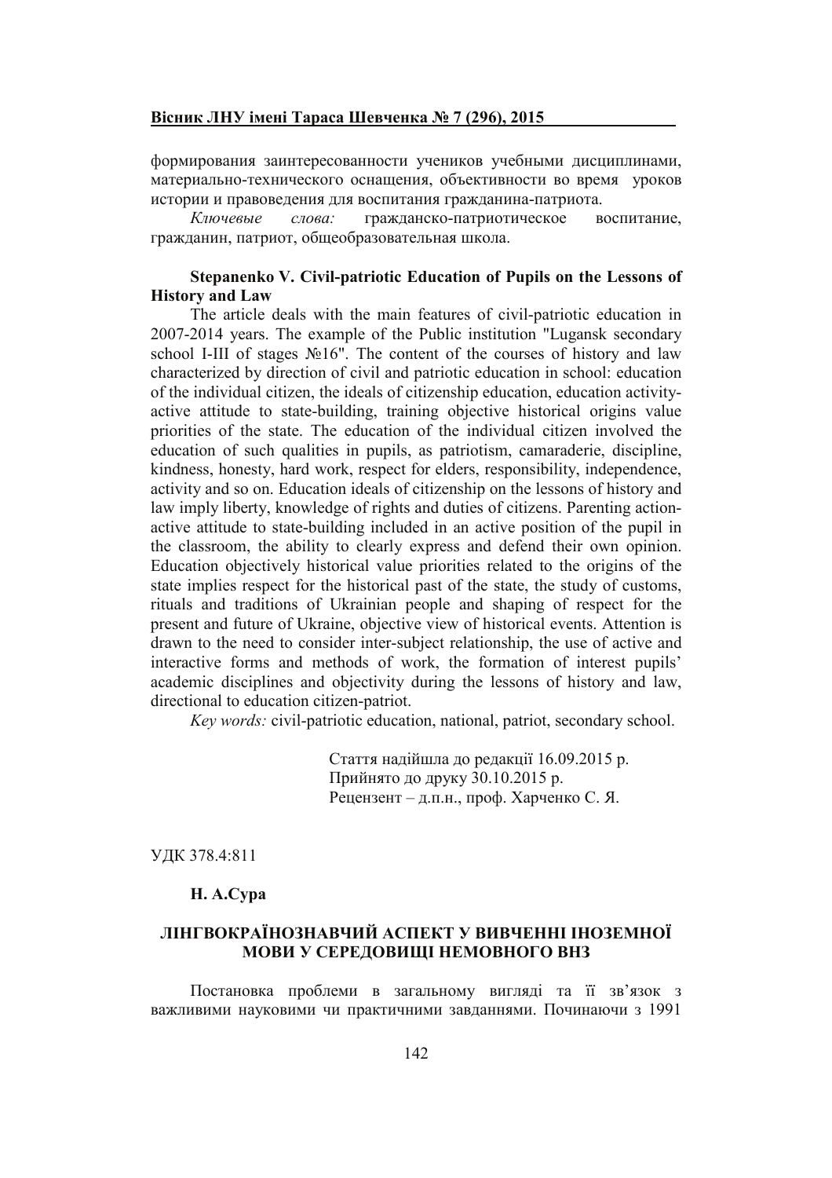формирования заинтересованности учеников учебными дисциплинами, материально-технического оснащения, объективности во время уроков истории и правоведения для воспитания гражданина-патриота.

*Ключевые слова:* гражданско-патриотическое воспитание, гражданин, патриот, общеобразовательная школа.

**Stepanenko V. Civil-patriotic Education of Pupils on the Lessons of History and Law**

The article deals with the main features of civil-patriotic education in 2007-2014 years. The example of the Public institution "Lugansk secondary school I-III of stages №16". The content of the courses of history and law characterized by direction of civil and patriotic education in school: education of the individual citizen, the ideals of citizenship education, education activity-active attitude to state-building, training objective historical origins value priorities of the state. The education of the individual citizen involved the education of such qualities in pupils, as patriotism, camaraderie, discipline, kindness, honesty, hard work, respect for elders, responsibility, independence, activity and so on. Education ideals of citizenship on the lessons of history and law imply liberty, knowledge of rights and duties of citizens. Parenting action-active attitude to state-building included in an active position of the pupil in the classroom, the ability to clearly express and defend their own opinion. Education objectively historical value priorities related to the origins of the state implies respect for the historical past of the state, the study of customs, rituals and traditions of Ukrainian people and shaping of respect for the present and future of Ukraine, objective view of historical events. Attention is drawn to the need to consider inter-subject relationship, the use of active and interactive forms and methods of work, the formation of interest pupils' academic disciplines and objectivity during the lessons of history and law, directional to education citizen-patriot.

*Key words:* civil-patriotic education, national, patriot, secondary school.

Стаття надійшла до редакції 16.09.2015 р.
Прийнято до друку 30.10.2015 р.
Рецензент – д.п.н., проф. Харченко С. Я.

УДК 378.4:811

**Н. А.Сура**

## ЛІНГВОКРАЇНОЗНАВЧИЙ АСПЕКТ У ВИВЧЕННІ ІНОЗЕМНОЇ МОВИ У СЕРЕДОВИЩІ НЕМОВНОГО ВНЗ

Постановка проблеми в загальному вигляді та її зв'язок з важливими науковими чи практичними завданнями. Починаючи з 1991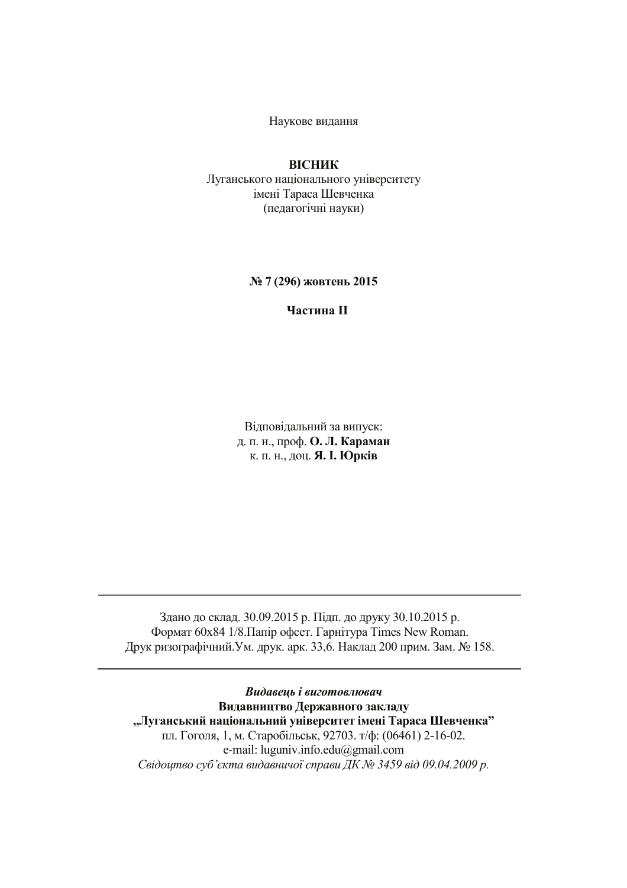Наукове видання

**ВІСНИК**
Луганського національного університету
імені Тараса Шевченка
(педагогічні науки)

**№ 7 (296) жовтень 2015**

**Частина ІІ**

Відповідальний за випуск:
д. п. н., проф. **О. Л. Караман**
к. п. н., доц. **Я. І. Юрків**

---

Здано до склад. 30.09.2015 р. Підп. до друку 30.10.2015 р.
Формат 60x84 1/8.Папір офсет. Гарнітура Times New Roman.
Друк ризографічний.Ум. друк. арк. 33,6. Наклад 200 прим. Зам. № 158.

---

***Видавець і виготовлювач***
**Видавництво Державного закладу**
**„Луганський національний університет імені Тараса Шевченка"**
пл. Гоголя, 1, м. Старобільськ, 92703. т/ф: (06461) 2-16-02.
e-mail: luguniv.info.edu@gmail.com
*Свідоцтво суб'єкта видавничої справи ДК № 3459 від 09.04.2009 р.*